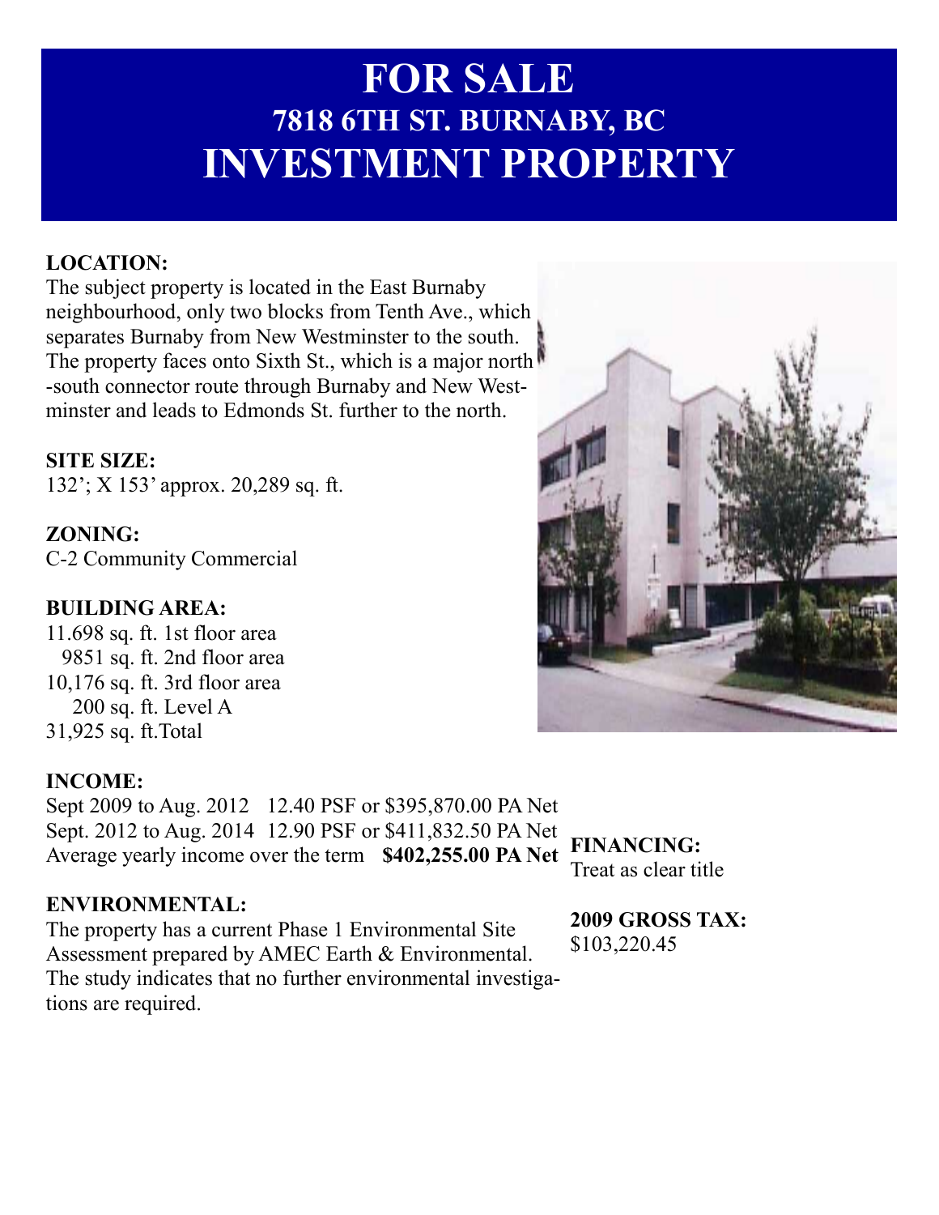# FOR SALE
## 7818 6TH ST. BURNABY, BC
# INVESTMENT PROPERTY

**LOCATION:**
The subject property is located in the East Burnaby neighbourhood, only two blocks from Tenth Ave., which separates Burnaby from New Westminster to the south. The property faces onto Sixth St., which is a major north-south connector route through Burnaby and New Westminster and leads to Edmonds St. further to the north.

**SITE SIZE:**
132'; X 153' approx. 20,289 sq. ft.

**ZONING:**
C-2 Community Commercial

**BUILDING AREA:**
11.698 sq. ft. 1st floor area
9851 sq. ft. 2nd floor area
10,176 sq. ft. 3rd floor area
200 sq. ft. Level A
31,925 sq. ft.Total

**INCOME:**
Sept 2009 to Aug. 2012 12.40 PSF or $395,870.00 PA Net
Sept. 2012 to Aug. 2014 12.90 PSF or $411,832.50 PA Net
Average yearly income over the term **$402,255.00 PA Net**

**ENVIRONMENTAL:**
The property has a current Phase 1 Environmental Site Assessment prepared by AMEC Earth & Environmental. The study indicates that no further environmental investigations are required.

**FINANCING:**
Treat as clear title

**2009 GROSS TAX:**
$103,220.45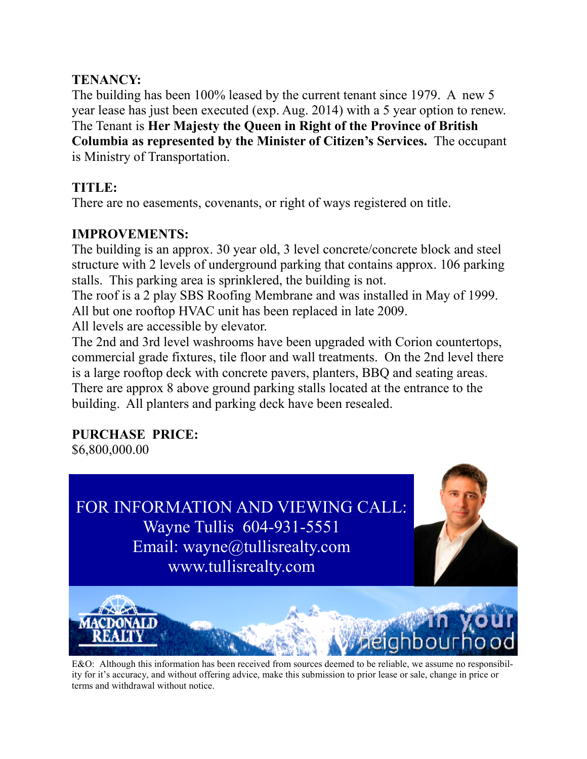**TENANCY:**

The building has been 100% leased by the current tenant since 1979. A new 5 year lease has just been executed (exp. Aug. 2014) with a 5 year option to renew. The Tenant is **Her Majesty the Queen in Right of the Province of British Columbia as represented by the Minister of Citizen's Services.** The occupant is Ministry of Transportation.

**TITLE:**

There are no easements, covenants, or right of ways registered on title.

**IMPROVEMENTS:**

The building is an approx. 30 year old, 3 level concrete/concrete block and steel structure with 2 levels of underground parking that contains approx. 106 parking stalls. This parking area is sprinklered, the building is not.
The roof is a 2 play SBS Roofing Membrane and was installed in May of 1999.
All but one rooftop HVAC unit has been replaced in late 2009.
All levels are accessible by elevator.
The 2nd and 3rd level washrooms have been upgraded with Corion countertops, commercial grade fixtures, tile floor and wall treatments. On the 2nd level there is a large rooftop deck with concrete pavers, planters, BBQ and seating areas. There are approx 8 above ground parking stalls located at the entrance to the building. All planters and parking deck have been resealed.

**PURCHASE PRICE:**

$6,800,000.00

FOR INFORMATION AND VIEWING CALL:
Wayne Tullis 604-931-5551
Email: wayne@tullisrealty.com
www.tullisrealty.com

MACDONALD REALTY

in your neighbourhood

E&O: Although this information has been received from sources deemed to be reliable, we assume no responsibility for it's accuracy, and without offering advice, make this submission to prior lease or sale, change in price or terms and withdrawal without notice.